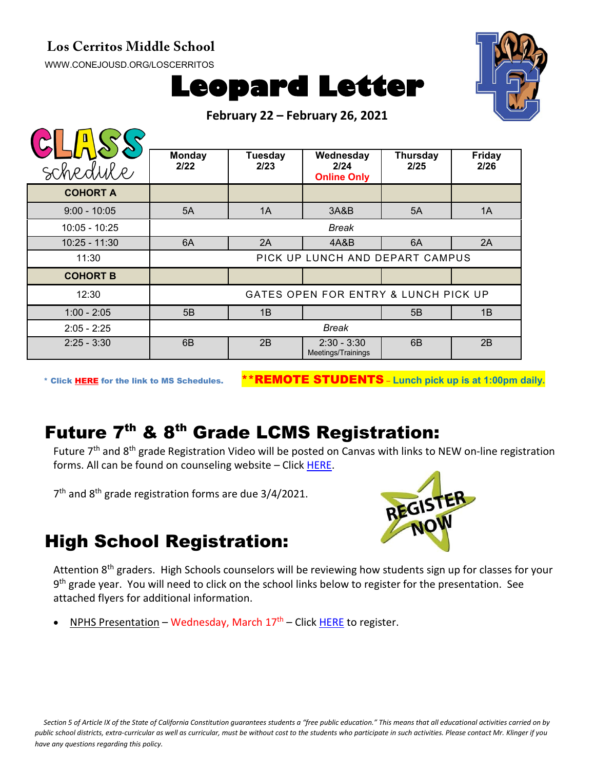**Los Cerritos Middle School**

WWW.CONEJOUSD.ORG/LOSCERRITOS

# Leopard Letter

**February 22 – February 26, 2021**

| CLASS schedule | Monday 2/22 | Tuesday 2/23 | Wednesday 2/24 Online Only | Thursday 2/25 | Friday 2/26 |
|---|---|---|---|---|---|
| **COHORT A** | | | | | |
| 9:00 - 10:05 | 5A | 1A | 3A&B | 5A | 1A |
| 10:05 - 10:25 | *Break* | | | | |
| 10:25 - 11:30 | 6A | 2A | 4A&B | 6A | 2A |
| 11:30 | PICK UP LUNCH AND DEPART CAMPUS | | | | |
| **COHORT B** | | | | | |
| 12:30 | GATES OPEN FOR ENTRY & LUNCH PICK UP | | | | |
| 1:00 - 2:05 | 5B | 1B | | 5B | 1B |
| 2:05 - 2:25 | *Break* | | | | |
| 2:25 - 3:30 | 6B | 2B | 2:30 - 3:30 Meetings/Trainings | 6B | 2B |

\* Click HERE for the link to MS Schedules.

\*\***REMOTE STUDENTS** – Lunch pick up is at 1:00pm daily.

## Future 7th & 8th Grade LCMS Registration:

Future 7th and 8th grade Registration Video will be posted on Canvas with links to NEW on-line registration forms. All can be found on counseling website – Click HERE.

7th and 8th grade registration forms are due 3/4/2021.

REGISTER NOW

## High School Registration:

Attention 8th graders. High Schools counselors will be reviewing how students sign up for classes for your 9th grade year. You will need to click on the school links below to register for the presentation. See attached flyers for additional information.

- NPHS Presentation – Wednesday, March 17th – Click HERE to register.

*Section 5 of Article IX of the State of California Constitution guarantees students a "free public education." This means that all educational activities carried on by public school districts, extra-curricular as well as curricular, must be without cost to the students who participate in such activities. Please contact Mr. Klinger if you have any questions regarding this policy.*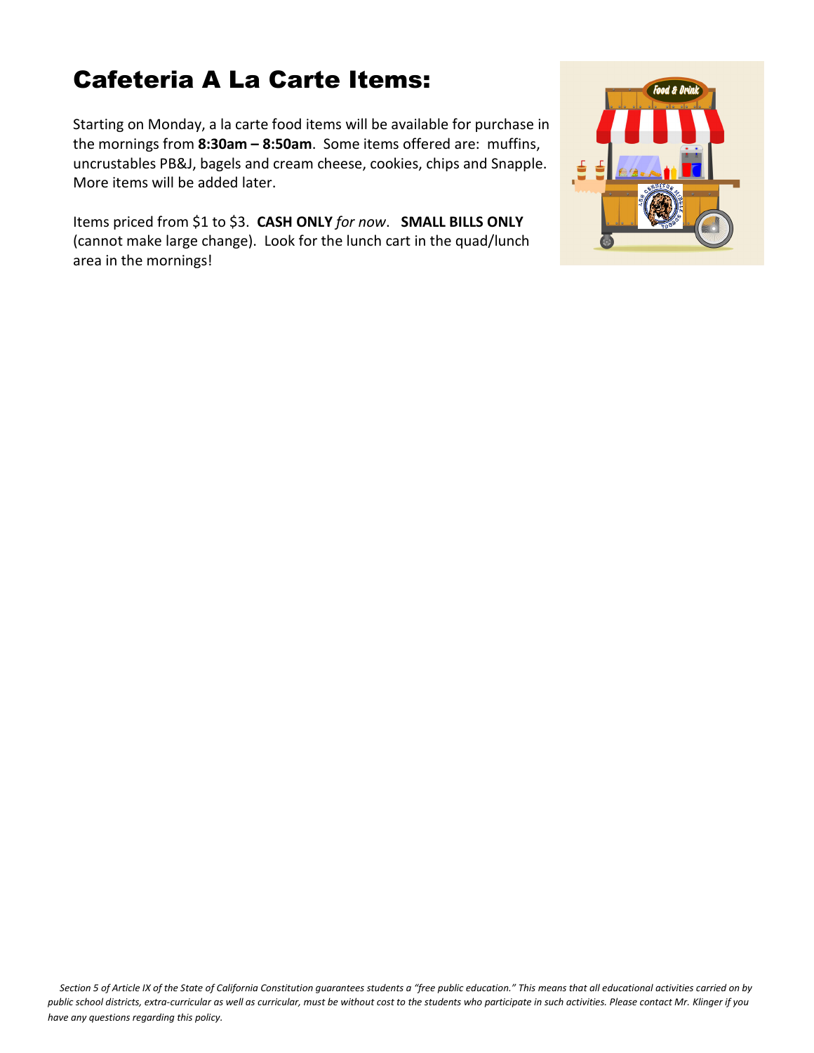# Cafeteria A La Carte Items:

Starting on Monday, a la carte food items will be available for purchase in the mornings from **8:30am – 8:50am**. Some items offered are: muffins, uncrustables PB&J, bagels and cream cheese, cookies, chips and Snapple. More items will be added later.

Items priced from $1 to $3. **CASH ONLY** *for now*. **SMALL BILLS ONLY** (cannot make large change). Look for the lunch cart in the quad/lunch area in the mornings!

*Section 5 of Article IX of the State of California Constitution guarantees students a "free public education." This means that all educational activities carried on by public school districts, extra-curricular as well as curricular, must be without cost to the students who participate in such activities. Please contact Mr. Klinger if you have any questions regarding this policy.*